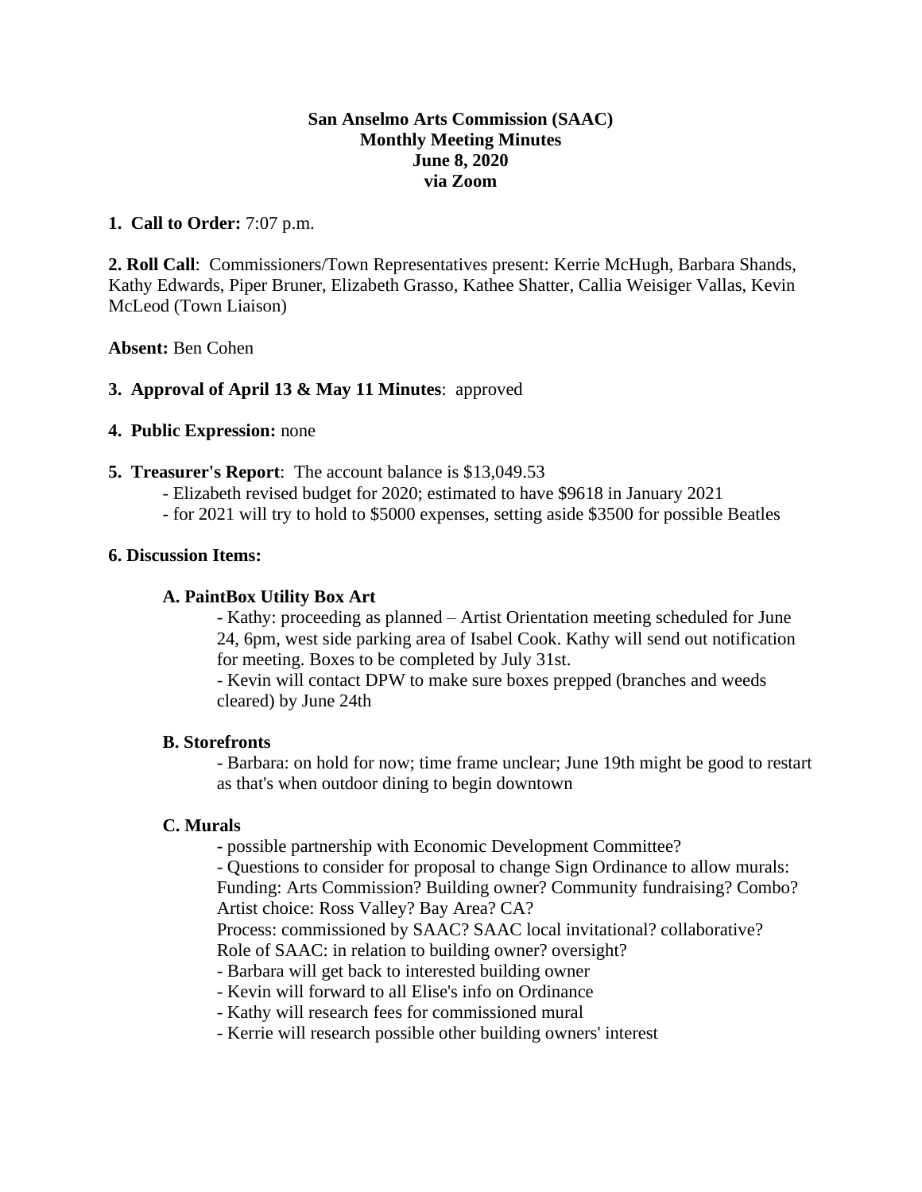**San Anselmo Arts Commission (SAAC)**
**Monthly Meeting Minutes**
**June 8, 2020**
**via Zoom**

**1. Call to Order:** 7:07 p.m.

**2. Roll Call**: Commissioners/Town Representatives present: Kerrie McHugh, Barbara Shands, Kathy Edwards, Piper Bruner, Elizabeth Grasso, Kathee Shatter, Callia Weisiger Vallas, Kevin McLeod (Town Liaison)

**Absent:** Ben Cohen

**3. Approval of April 13 & May 11 Minutes**: approved

**4. Public Expression:** none

**5. Treasurer's Report**: The account balance is $13,049.53

- Elizabeth revised budget for 2020; estimated to have $9618 in January 2021
- for 2021 will try to hold to $5000 expenses, setting aside $3500 for possible Beatles

**6. Discussion Items:**

**A. PaintBox Utility Box Art**

- Kathy: proceeding as planned – Artist Orientation meeting scheduled for June 24, 6pm, west side parking area of Isabel Cook. Kathy will send out notification for meeting. Boxes to be completed by July 31st.
- Kevin will contact DPW to make sure boxes prepped (branches and weeds cleared) by June 24th

**B. Storefronts**

- Barbara: on hold for now; time frame unclear; June 19th might be good to restart as that's when outdoor dining to begin downtown

**C. Murals**

- possible partnership with Economic Development Committee?
- Questions to consider for proposal to change Sign Ordinance to allow murals:
Funding: Arts Commission? Building owner? Community fundraising? Combo?
Artist choice: Ross Valley? Bay Area? CA?
Process: commissioned by SAAC? SAAC local invitational? collaborative?
Role of SAAC: in relation to building owner? oversight?
- Barbara will get back to interested building owner
- Kevin will forward to all Elise's info on Ordinance
- Kathy will research fees for commissioned mural
- Kerrie will research possible other building owners' interest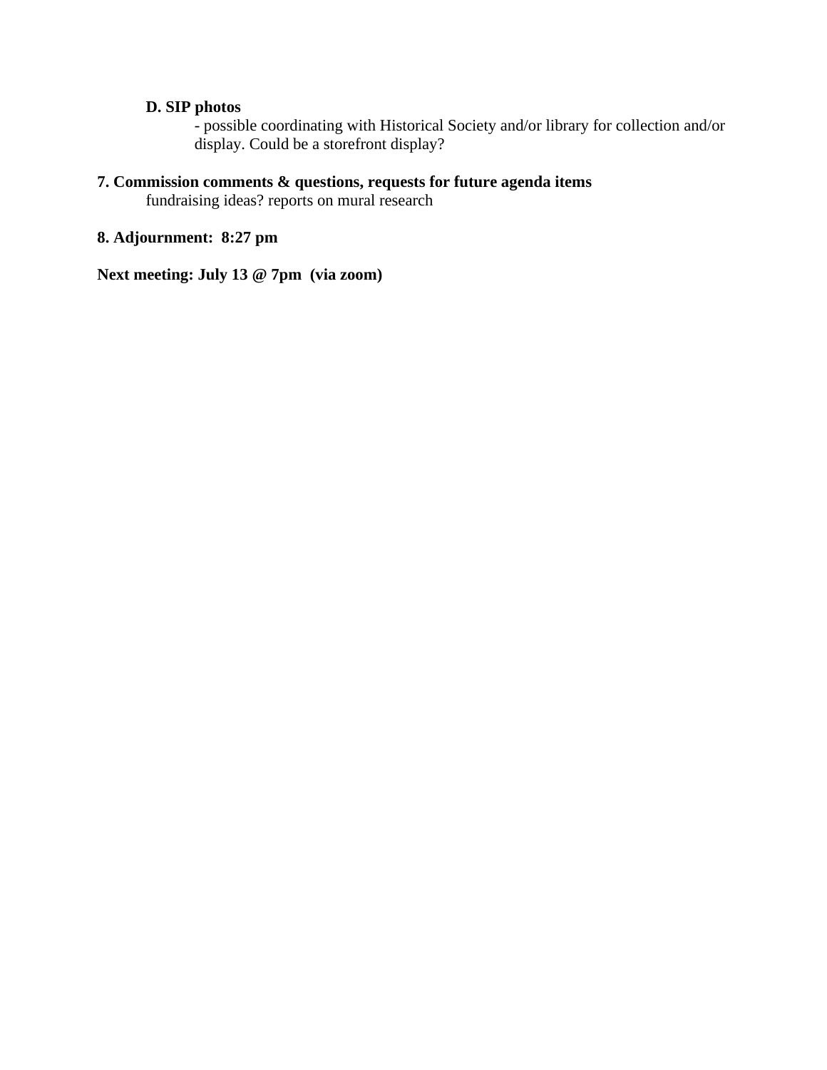**D. SIP photos**

- possible coordinating with Historical Society and/or library for collection and/or display. Could be a storefront display?

**7. Commission comments & questions, requests for future agenda items**

fundraising ideas? reports on mural research

**8. Adjournment: 8:27 pm**

**Next meeting: July 13 @ 7pm (via zoom)**